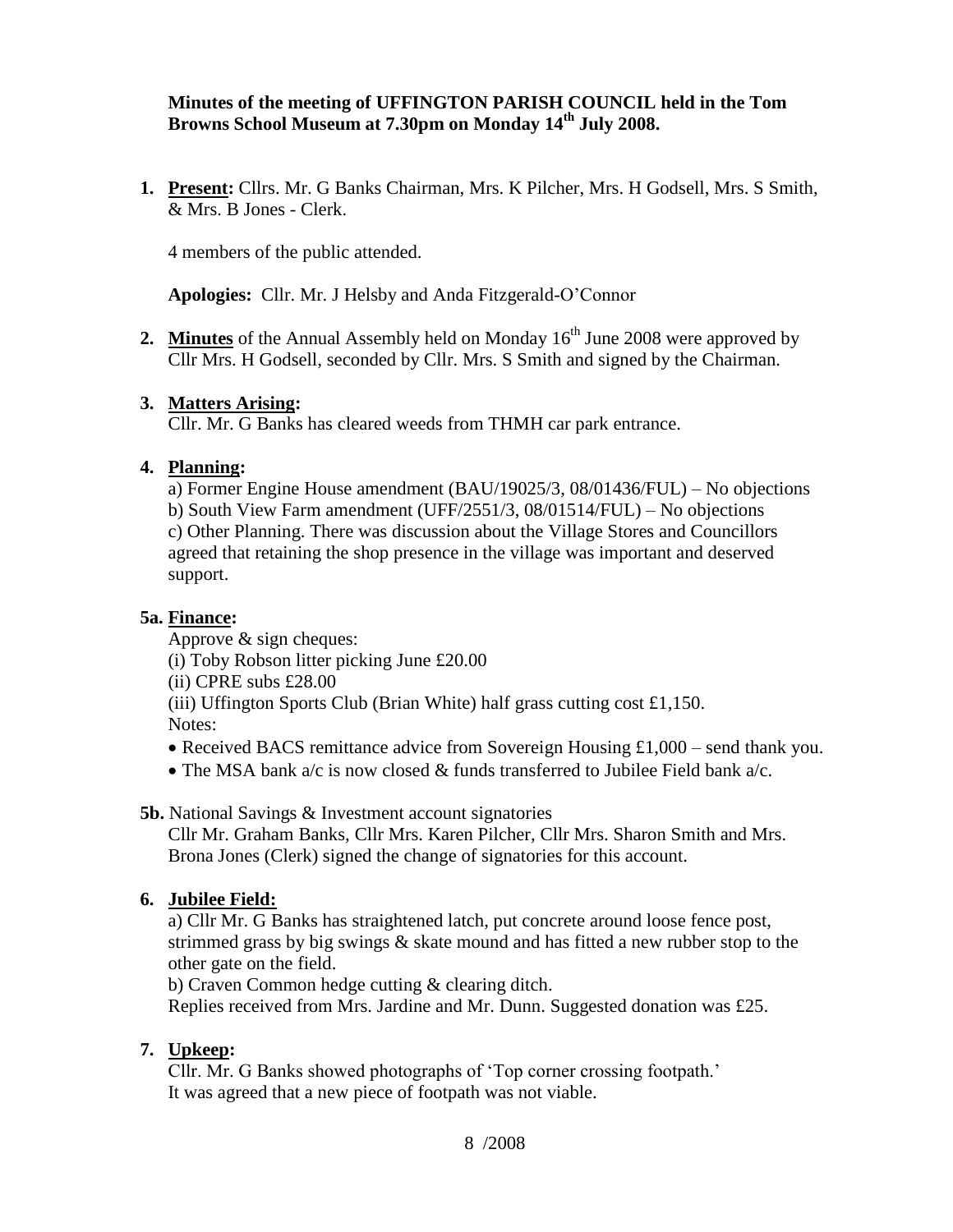**Minutes of the meeting of UFFINGTON PARISH COUNCIL held in the Tom Browns School Museum at 7.30pm on Monday 14th July 2008.**

1. **Present:** Cllrs. Mr. G Banks Chairman, Mrs. K Pilcher, Mrs. H Godsell, Mrs. S Smith, & Mrs. B Jones - Clerk.

   4 members of the public attended.

   **Apologies:** Cllr. Mr. J Helsby and Anda Fitzgerald-O'Connor

2. **Minutes** of the Annual Assembly held on Monday 16th June 2008 were approved by Cllr Mrs. H Godsell, seconded by Cllr. Mrs. S Smith and signed by the Chairman.

3. **Matters Arising:**
   Cllr. Mr. G Banks has cleared weeds from THMH car park entrance.

4. **Planning:**
   a) Former Engine House amendment (BAU/19025/3, 08/01436/FUL) – No objections
   b) South View Farm amendment (UFF/2551/3, 08/01514/FUL) – No objections
   c) Other Planning. There was discussion about the Village Stores and Councillors agreed that retaining the shop presence in the village was important and deserved support.

**5a. Finance:**
Approve & sign cheques:
(i) Toby Robson litter picking June £20.00
(ii) CPRE subs £28.00
(iii) Uffington Sports Club (Brian White) half grass cutting cost £1,150.
Notes:

- Received BACS remittance advice from Sovereign Housing £1,000 – send thank you.
- The MSA bank a/c is now closed & funds transferred to Jubilee Field bank a/c.

**5b.** National Savings & Investment account signatories
Cllr Mr. Graham Banks, Cllr Mrs. Karen Pilcher, Cllr Mrs. Sharon Smith and Mrs. Brona Jones (Clerk) signed the change of signatories for this account.

6. **Jubilee Field:**
   a) Cllr Mr. G Banks has straightened latch, put concrete around loose fence post, strimmed grass by big swings & skate mound and has fitted a new rubber stop to the other gate on the field.
   b) Craven Common hedge cutting & clearing ditch.
   Replies received from Mrs. Jardine and Mr. Dunn. Suggested donation was £25.

7. **Upkeep:**
   Cllr. Mr. G Banks showed photographs of 'Top corner crossing footpath.'
   It was agreed that a new piece of footpath was not viable.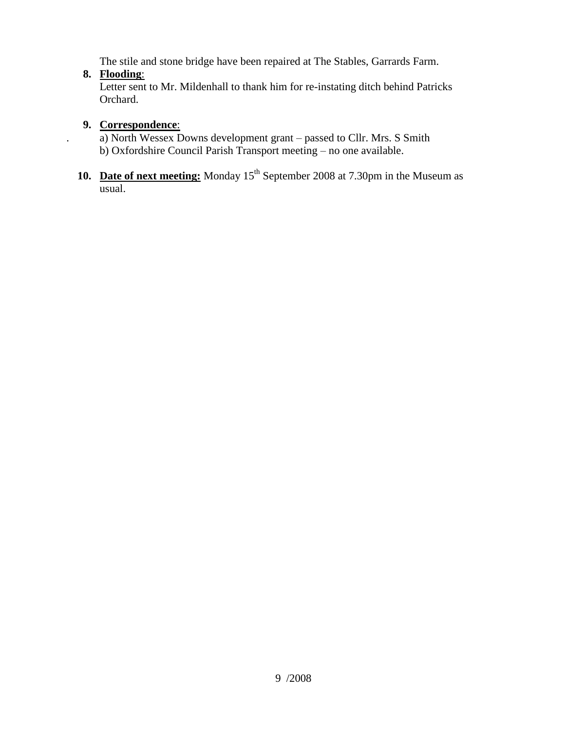The stile and stone bridge have been repaired at The Stables, Garrards Farm.

8. **Flooding**:
   Letter sent to Mr. Mildenhall to thank him for re-instating ditch behind Patricks Orchard.

9. **Correspondence**:
   a) North Wessex Downs development grant – passed to Cllr. Mrs. S Smith
   b) Oxfordshire Council Parish Transport meeting – no one available.

10. **Date of next meeting:** Monday 15th September 2008 at 7.30pm in the Museum as usual.